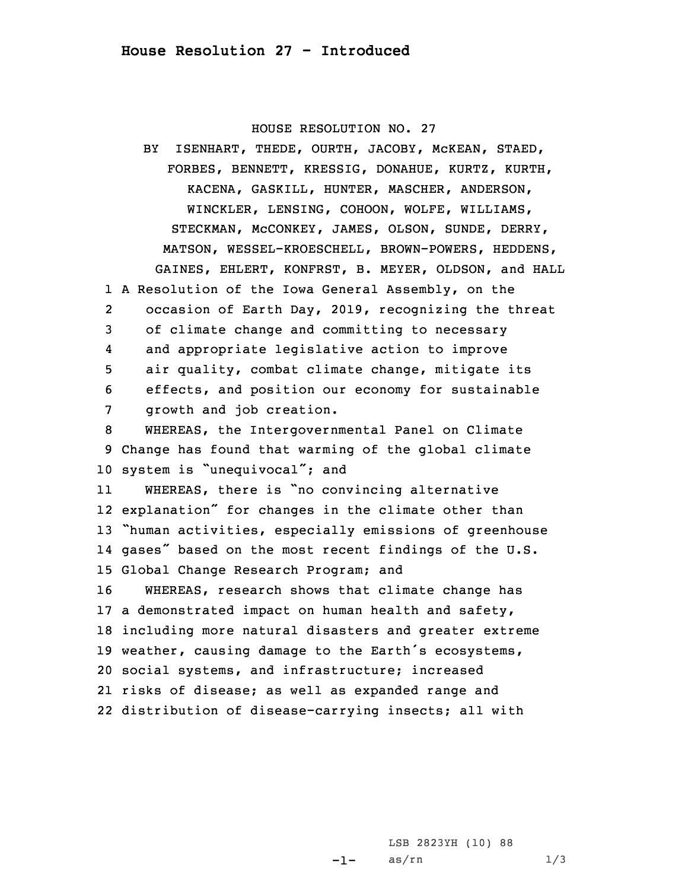## House Resolution 27 - Introduced

HOUSE RESOLUTION NO. 27

BY ISENHART, THEDE, OURTH, JACOBY, McKEAN, STAED, FORBES, BENNETT, KRESSIG, DONAHUE, KURTZ, KURTH, KACENA, GASKILL, HUNTER, MASCHER, ANDERSON, WINCKLER, LENSING, COHOON, WOLFE, WILLIAMS, STECKMAN, McCONKEY, JAMES, OLSON, SUNDE, DERRY, MATSON, WESSEL-KROESCHELL, BROWN-POWERS, HEDDENS, GAINES, EHLERT, KONFRST, B. MEYER, OLDSON, and HALL

1 A Resolution of the Iowa General Assembly, on the
2 occasion of Earth Day, 2019, recognizing the threat
3 of climate change and committing to necessary
4 and appropriate legislative action to improve
5 air quality, combat climate change, mitigate its
6 effects, and position our economy for sustainable
7 growth and job creation.

8 WHEREAS, the Intergovernmental Panel on Climate
9 Change has found that warming of the global climate
10 system is "unequivocal"; and

11 WHEREAS, there is "no convincing alternative
12 explanation" for changes in the climate other than
13 "human activities, especially emissions of greenhouse
14 gases" based on the most recent findings of the U.S.
15 Global Change Research Program; and

16 WHEREAS, research shows that climate change has
17 a demonstrated impact on human health and safety,
18 including more natural disasters and greater extreme
19 weather, causing damage to the Earth's ecosystems,
20 social systems, and infrastructure; increased
21 risks of disease; as well as expanded range and
22 distribution of disease-carrying insects; all with

LSB 2823YH (10) 88
as/rn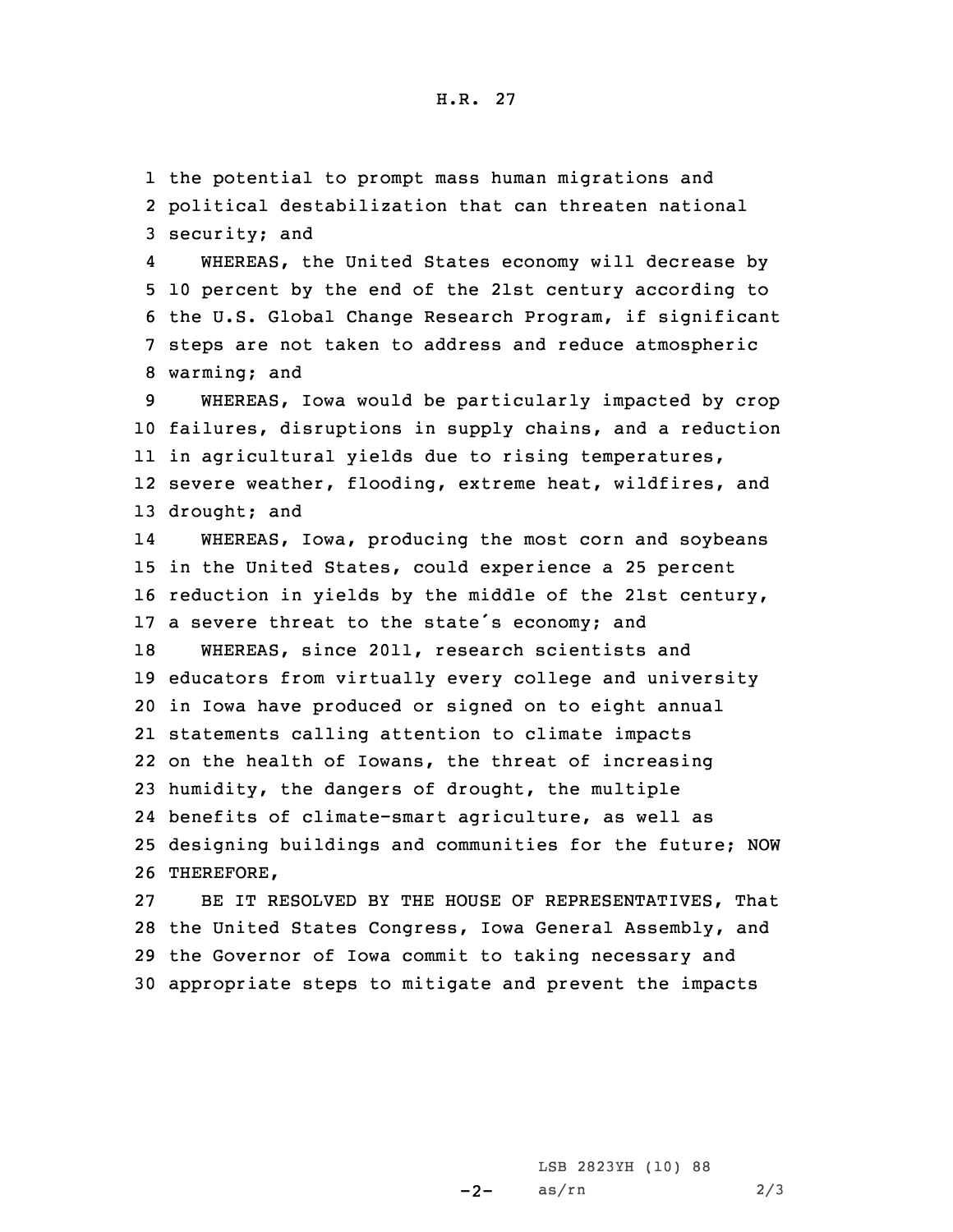the potential to prompt mass human migrations and political destabilization that can threaten national security; and

WHEREAS, the United States economy will decrease by 10 percent by the end of the 21st century according to the U.S. Global Change Research Program, if significant steps are not taken to address and reduce atmospheric warming; and

WHEREAS, Iowa would be particularly impacted by crop failures, disruptions in supply chains, and a reduction in agricultural yields due to rising temperatures, severe weather, flooding, extreme heat, wildfires, and drought; and

WHEREAS, Iowa, producing the most corn and soybeans in the United States, could experience a 25 percent reduction in yields by the middle of the 21st century, a severe threat to the state's economy; and

WHEREAS, since 2011, research scientists and educators from virtually every college and university in Iowa have produced or signed on to eight annual statements calling attention to climate impacts on the health of Iowans, the threat of increasing humidity, the dangers of drought, the multiple benefits of climate-smart agriculture, as well as designing buildings and communities for the future; NOW THEREFORE,

BE IT RESOLVED BY THE HOUSE OF REPRESENTATIVES, That the United States Congress, Iowa General Assembly, and the Governor of Iowa commit to taking necessary and appropriate steps to mitigate and prevent the impacts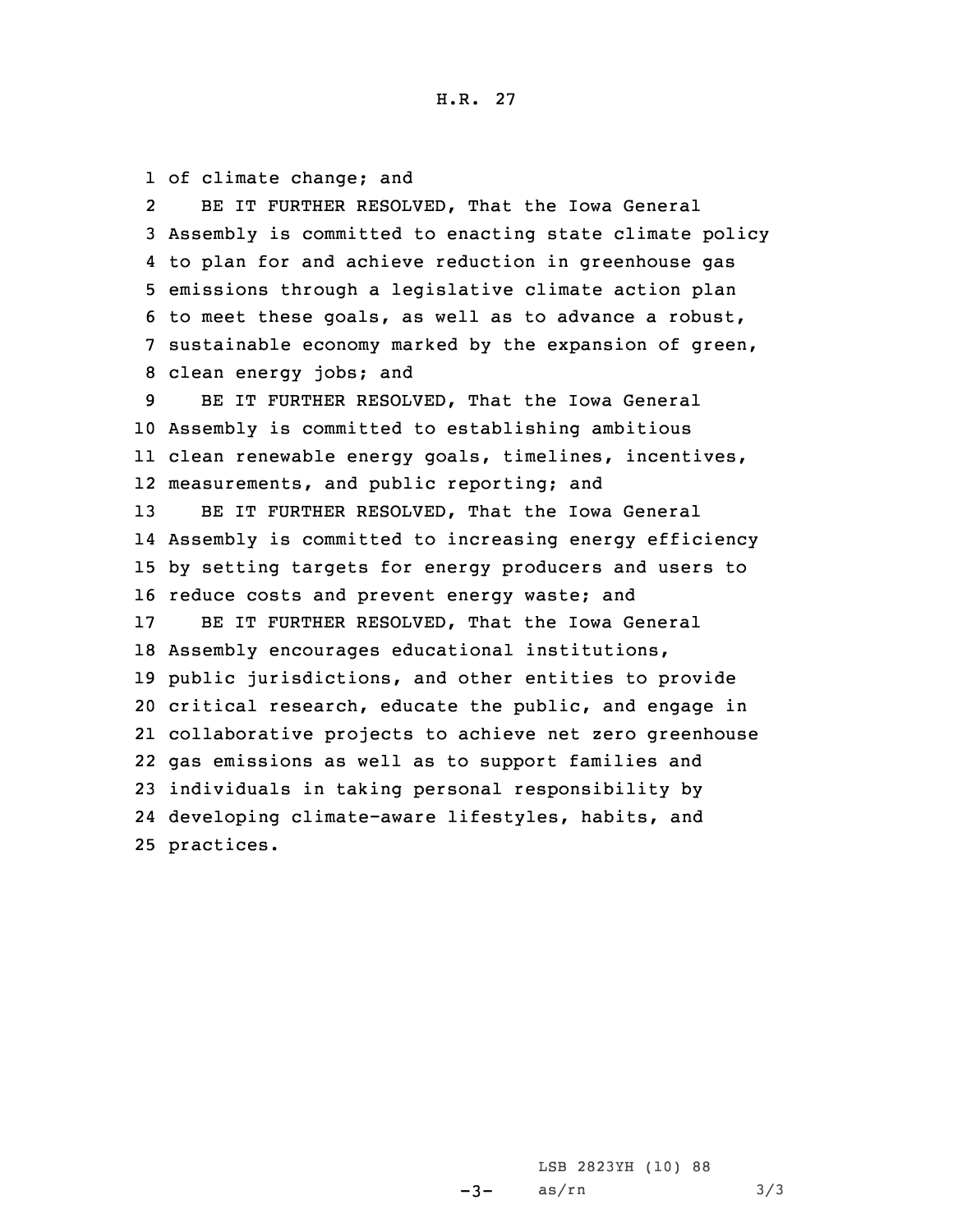of climate change; and

BE IT FURTHER RESOLVED, That the Iowa General Assembly is committed to enacting state climate policy to plan for and achieve reduction in greenhouse gas emissions through a legislative climate action plan to meet these goals, as well as to advance a robust, sustainable economy marked by the expansion of green, clean energy jobs; and

BE IT FURTHER RESOLVED, That the Iowa General Assembly is committed to establishing ambitious clean renewable energy goals, timelines, incentives, measurements, and public reporting; and

BE IT FURTHER RESOLVED, That the Iowa General Assembly is committed to increasing energy efficiency by setting targets for energy producers and users to reduce costs and prevent energy waste; and

BE IT FURTHER RESOLVED, That the Iowa General Assembly encourages educational institutions, public jurisdictions, and other entities to provide critical research, educate the public, and engage in collaborative projects to achieve net zero greenhouse gas emissions as well as to support families and individuals in taking personal responsibility by developing climate-aware lifestyles, habits, and practices.

LSB 2823YH (10) 88
as/rn